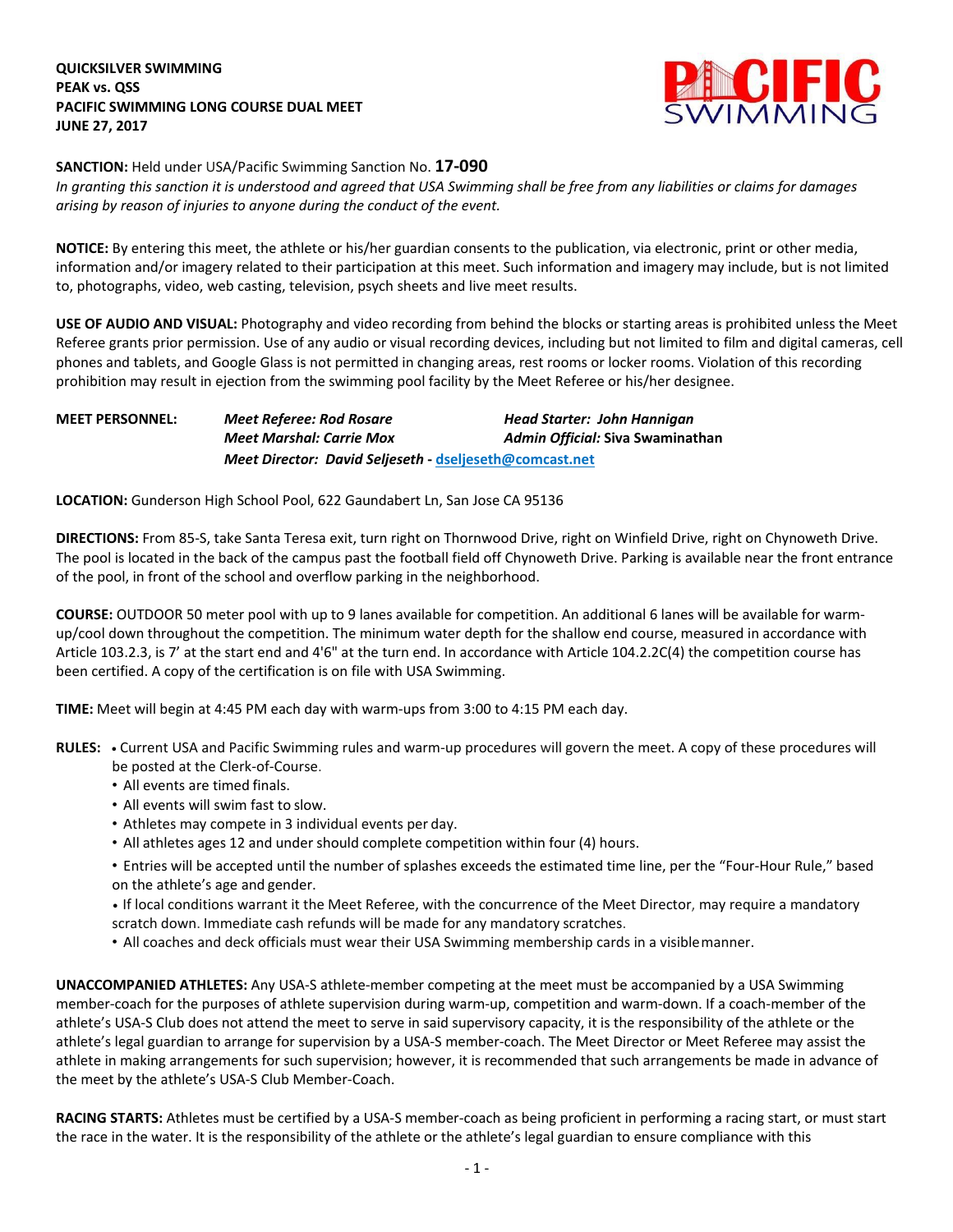**QUICKSILVER SWIMMING**
**PEAK vs. QSS**
**PACIFIC SWIMMING LONG COURSE DUAL MEET**
**JUNE 27, 2017**

**SANCTION:** Held under USA/Pacific Swimming Sanction No. **17-090**
*In granting this sanction it is understood and agreed that USA Swimming shall be free from any liabilities or claims for damages arising by reason of injuries to anyone during the conduct of the event.*

**NOTICE:** By entering this meet, the athlete or his/her guardian consents to the publication, via electronic, print or other media, information and/or imagery related to their participation at this meet. Such information and imagery may include, but is not limited to, photographs, video, web casting, television, psych sheets and live meet results.

**USE OF AUDIO AND VISUAL:** Photography and video recording from behind the blocks or starting areas is prohibited unless the Meet Referee grants prior permission. Use of any audio or visual recording devices, including but not limited to film and digital cameras, cell phones and tablets, and Google Glass is not permitted in changing areas, rest rooms or locker rooms. Violation of this recording prohibition may result in ejection from the swimming pool facility by the Meet Referee or his/her designee.

**MEET PERSONNEL:**
***Meet Referee: Rod Rosare*** — ***Head Starter: John Hannigan***
***Meet Marshal: Carrie Mox*** — ***Admin Official:* Siva Swaminathan**
***Meet Director: David Seljeseth* - [dseljeseth@comcast.net](mailto:dseljeseth@comcast.net)**

**LOCATION:** Gunderson High School Pool, 622 Gaundabert Ln, San Jose CA 95136

**DIRECTIONS:** From 85-S, take Santa Teresa exit, turn right on Thornwood Drive, right on Winfield Drive, right on Chynoweth Drive. The pool is located in the back of the campus past the football field off Chynoweth Drive. Parking is available near the front entrance of the pool, in front of the school and overflow parking in the neighborhood.

**COURSE:** OUTDOOR 50 meter pool with up to 9 lanes available for competition. An additional 6 lanes will be available for warm-up/cool down throughout the competition. The minimum water depth for the shallow end course, measured in accordance with Article 103.2.3, is 7' at the start end and 4'6" at the turn end. In accordance with Article 104.2.2C(4) the competition course has been certified. A copy of the certification is on file with USA Swimming.

**TIME:** Meet will begin at 4:45 PM each day with warm-ups from 3:00 to 4:15 PM each day.

**RULES:**
- Current USA and Pacific Swimming rules and warm-up procedures will govern the meet. A copy of these procedures will be posted at the Clerk-of-Course.
- All events are timed finals.
- All events will swim fast to slow.
- Athletes may compete in 3 individual events per day.
- All athletes ages 12 and under should complete competition within four (4) hours.
- Entries will be accepted until the number of splashes exceeds the estimated time line, per the "Four-Hour Rule," based on the athlete's age and gender.
- If local conditions warrant it the Meet Referee, with the concurrence of the Meet Director, may require a mandatory scratch down. Immediate cash refunds will be made for any mandatory scratches.
- All coaches and deck officials must wear their USA Swimming membership cards in a visible manner.

**UNACCOMPANIED ATHLETES:** Any USA-S athlete-member competing at the meet must be accompanied by a USA Swimming member-coach for the purposes of athlete supervision during warm-up, competition and warm-down. If a coach-member of the athlete's USA-S Club does not attend the meet to serve in said supervisory capacity, it is the responsibility of the athlete or the athlete's legal guardian to arrange for supervision by a USA-S member-coach. The Meet Director or Meet Referee may assist the athlete in making arrangements for such supervision; however, it is recommended that such arrangements be made in advance of the meet by the athlete's USA-S Club Member-Coach.

**RACING STARTS:** Athletes must be certified by a USA-S member-coach as being proficient in performing a racing start, or must start the race in the water. It is the responsibility of the athlete or the athlete's legal guardian to ensure compliance with this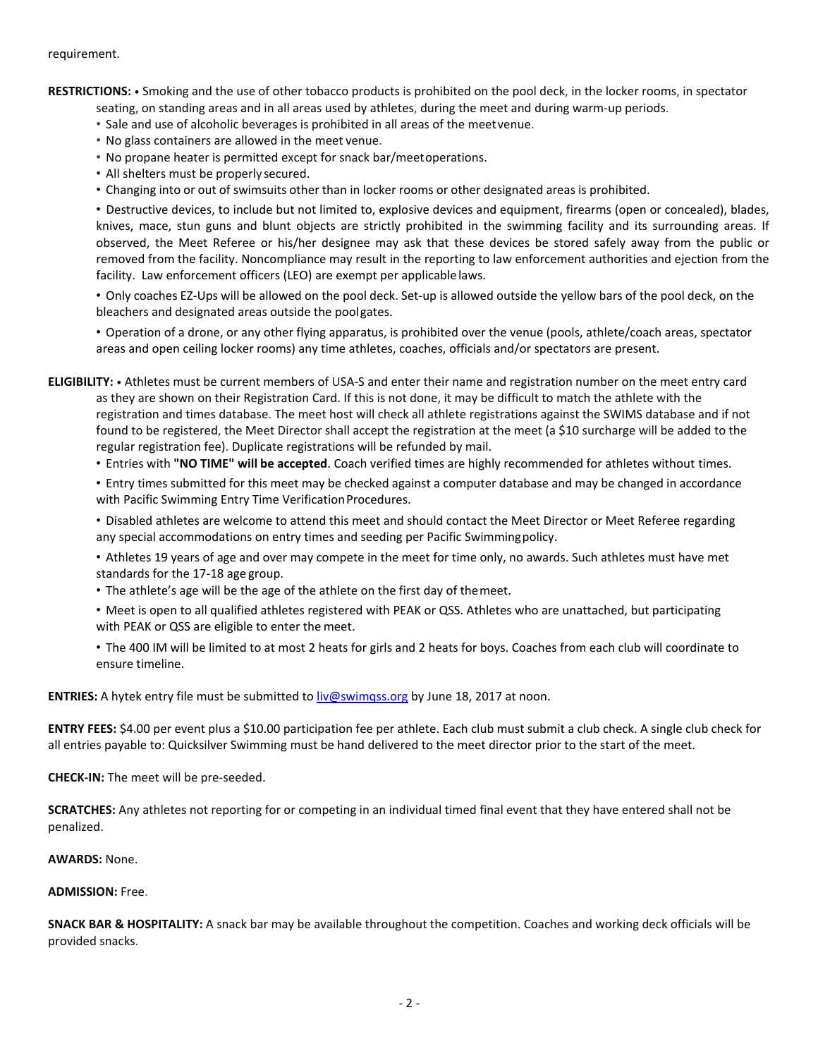requirement.

**RESTRICTIONS:** • Smoking and the use of other tobacco products is prohibited on the pool deck, in the locker rooms, in spectator seating, on standing areas and in all areas used by athletes, during the meet and during warm-up periods.

- Sale and use of alcoholic beverages is prohibited in all areas of the meet venue.
- No glass containers are allowed in the meet venue.
- No propane heater is permitted except for snack bar/meet operations.
- All shelters must be properly secured.
- Changing into or out of swimsuits other than in locker rooms or other designated areas is prohibited.
- Destructive devices, to include but not limited to, explosive devices and equipment, firearms (open or concealed), blades, knives, mace, stun guns and blunt objects are strictly prohibited in the swimming facility and its surrounding areas. If observed, the Meet Referee or his/her designee may ask that these devices be stored safely away from the public or removed from the facility. Noncompliance may result in the reporting to law enforcement authorities and ejection from the facility. Law enforcement officers (LEO) are exempt per applicable laws.
- Only coaches EZ-Ups will be allowed on the pool deck. Set-up is allowed outside the yellow bars of the pool deck, on the bleachers and designated areas outside the pool gates.
- Operation of a drone, or any other flying apparatus, is prohibited over the venue (pools, athlete/coach areas, spectator areas and open ceiling locker rooms) any time athletes, coaches, officials and/or spectators are present.

**ELIGIBILITY:** • Athletes must be current members of USA-S and enter their name and registration number on the meet entry card as they are shown on their Registration Card. If this is not done, it may be difficult to match the athlete with the registration and times database. The meet host will check all athlete registrations against the SWIMS database and if not found to be registered, the Meet Director shall accept the registration at the meet (a $10 surcharge will be added to the regular registration fee). Duplicate registrations will be refunded by mail.

- Entries with **"NO TIME" will be accepted**. Coach verified times are highly recommended for athletes without times.
- Entry times submitted for this meet may be checked against a computer database and may be changed in accordance with Pacific Swimming Entry Time Verification Procedures.
- Disabled athletes are welcome to attend this meet and should contact the Meet Director or Meet Referee regarding any special accommodations on entry times and seeding per Pacific Swimming policy.
- Athletes 19 years of age and over may compete in the meet for time only, no awards. Such athletes must have met standards for the 17-18 age group.
- The athlete's age will be the age of the athlete on the first day of the meet.
- Meet is open to all qualified athletes registered with PEAK or QSS. Athletes who are unattached, but participating with PEAK or QSS are eligible to enter the meet.
- The 400 IM will be limited to at most 2 heats for girls and 2 heats for boys. Coaches from each club will coordinate to ensure timeline.

**ENTRIES:** A hytek entry file must be submitted to liv@swimqss.org by June 18, 2017 at noon.

**ENTRY FEES:** $4.00 per event plus a $10.00 participation fee per athlete. Each club must submit a club check. A single club check for all entries payable to: Quicksilver Swimming must be hand delivered to the meet director prior to the start of the meet.

**CHECK-IN:** The meet will be pre-seeded.

**SCRATCHES:** Any athletes not reporting for or competing in an individual timed final event that they have entered shall not be penalized.

**AWARDS:** None.

**ADMISSION:** Free.

**SNACK BAR & HOSPITALITY:** A snack bar may be available throughout the competition. Coaches and working deck officials will be provided snacks.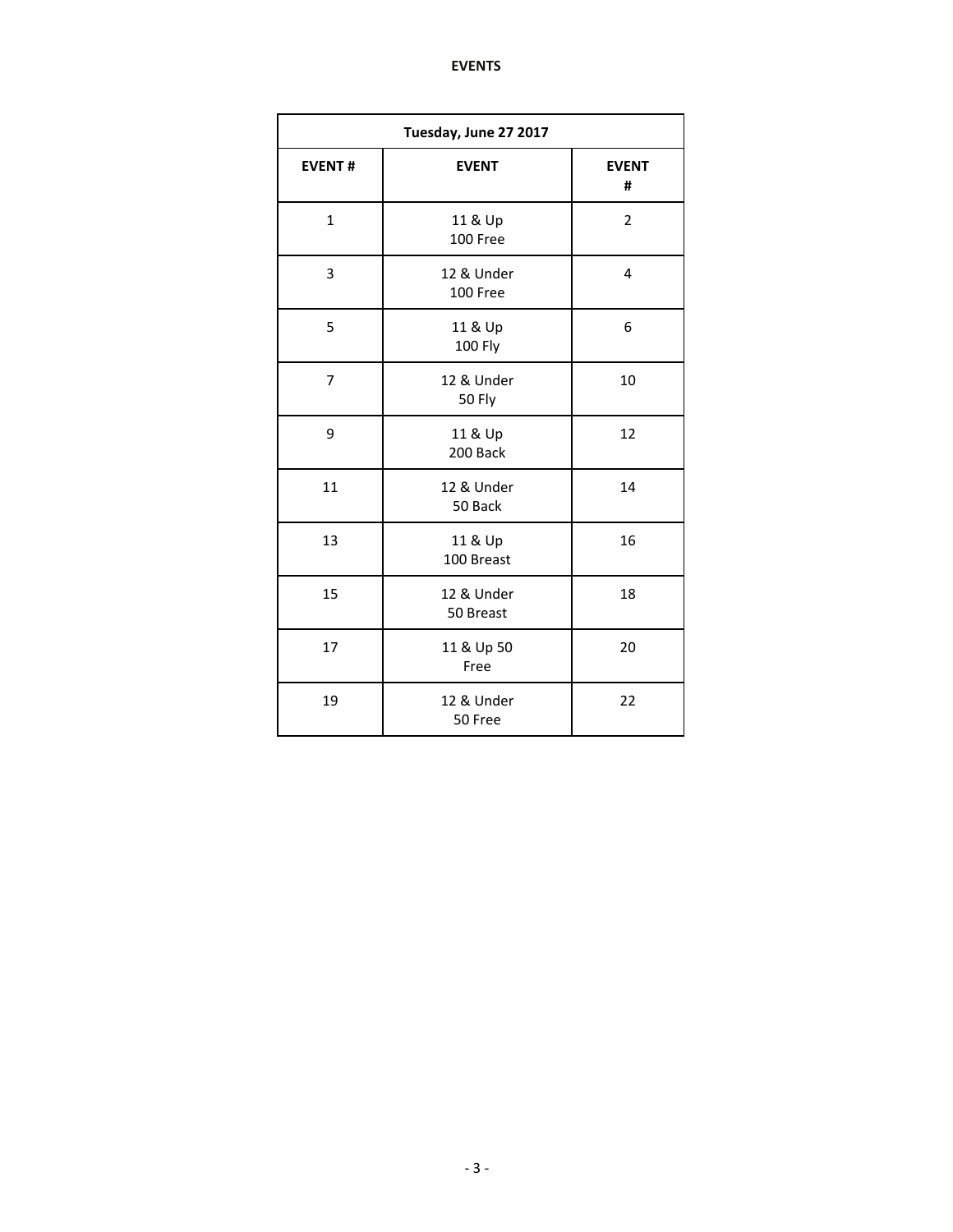**EVENTS**

| Tuesday, June 27 2017 | | |
|---|---|---|
| **EVENT #** | **EVENT** | **EVENT #** |
| 1 | 11 & Up 100 Free | 2 |
| 3 | 12 & Under 100 Free | 4 |
| 5 | 11 & Up 100 Fly | 6 |
| 7 | 12 & Under 50 Fly | 10 |
| 9 | 11 & Up 200 Back | 12 |
| 11 | 12 & Under 50 Back | 14 |
| 13 | 11 & Up 100 Breast | 16 |
| 15 | 12 & Under 50 Breast | 18 |
| 17 | 11 & Up 50 Free | 20 |
| 19 | 12 & Under 50 Free | 22 |